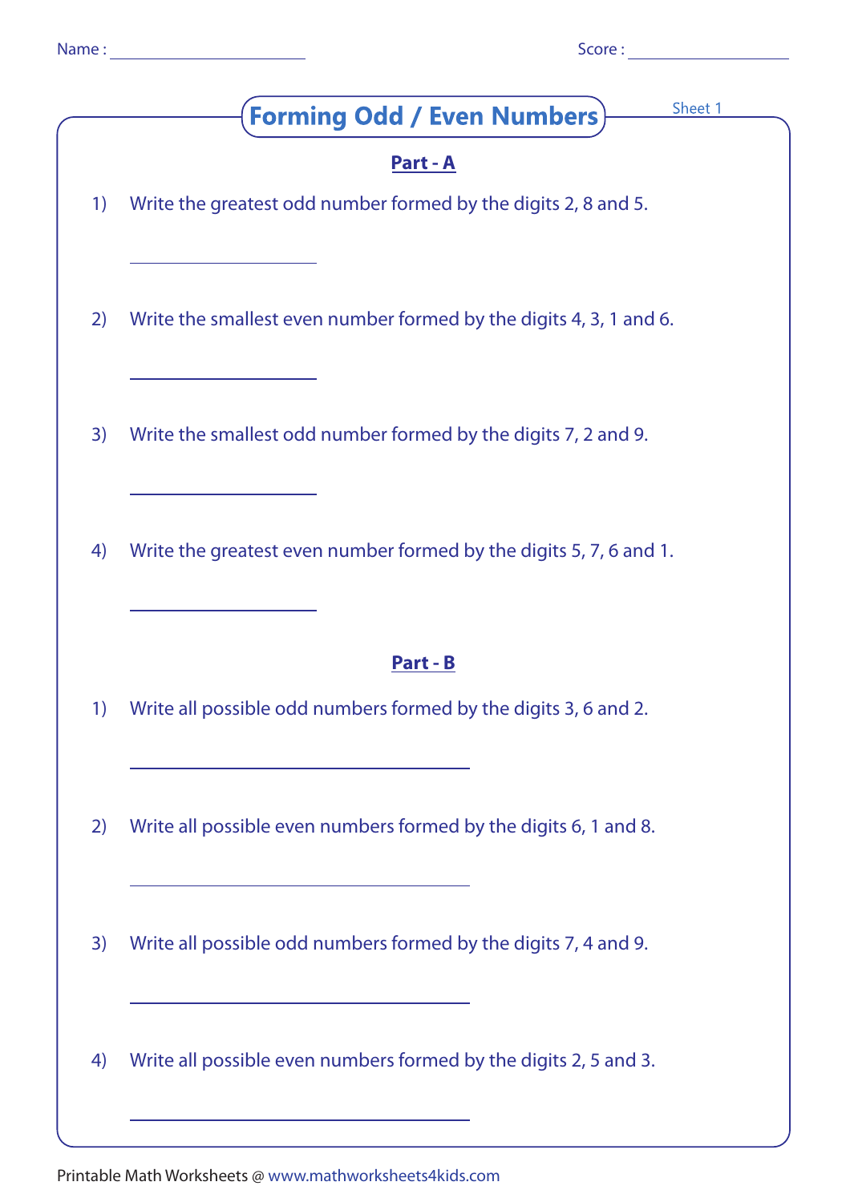Name : ____________________ Score : ____________________

# Forming Odd / Even Numbers

Sheet 1

## Part - A

1) Write the greatest odd number formed by the digits 2, 8 and 5.

____________________

2) Write the smallest even number formed by the digits 4, 3, 1 and 6.

____________________

3) Write the smallest odd number formed by the digits 7, 2 and 9.

____________________

4) Write the greatest even number formed by the digits 5, 7, 6 and 1.

____________________

## Part - B

1) Write all possible odd numbers formed by the digits 3, 6 and 2.

________________________________________

2) Write all possible even numbers formed by the digits 6, 1 and 8.

________________________________________

3) Write all possible odd numbers formed by the digits 7, 4 and 9.

________________________________________

4) Write all possible even numbers formed by the digits 2, 5 and 3.

________________________________________

Printable Math Worksheets @ www.mathworksheets4kids.com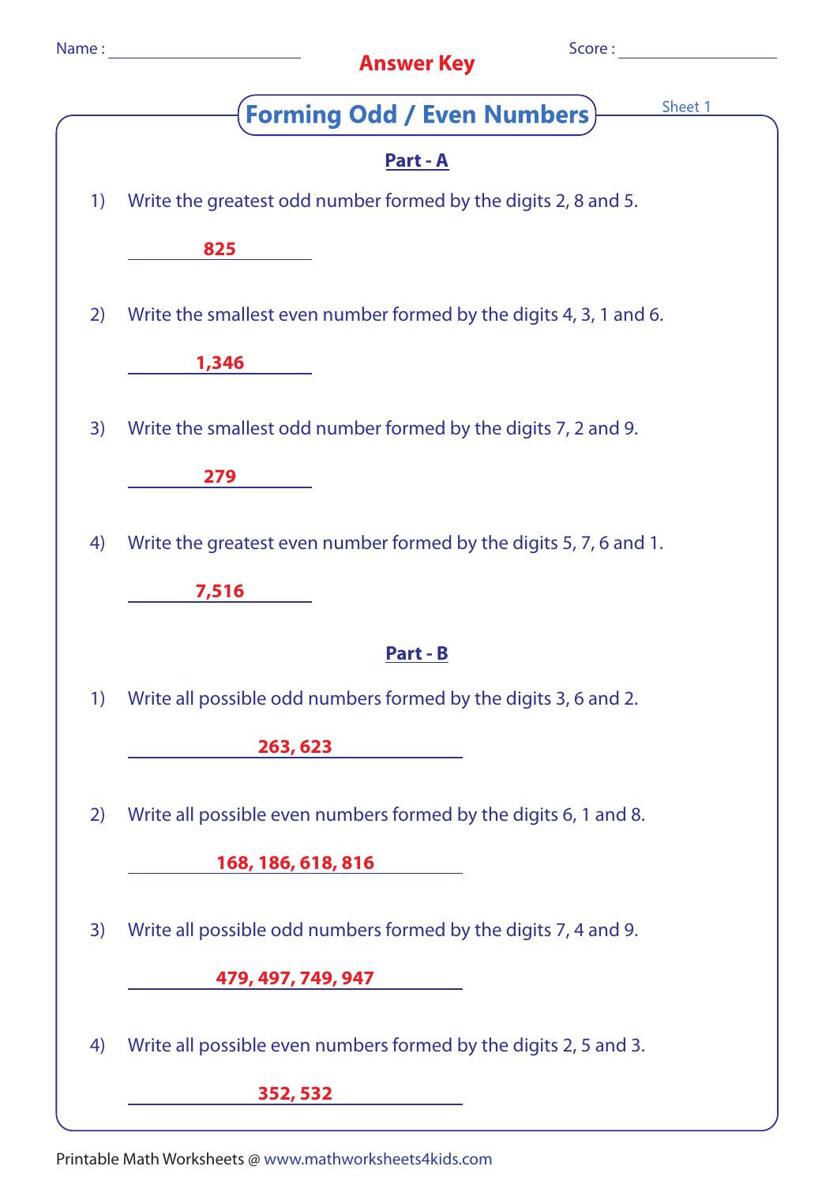Name : ____________________ **Answer Key** Score : ____________________

# Forming Odd / Even Numbers

Sheet 1

## Part - A

1) Write the greatest odd number formed by the digits 2, 8 and 5.

**825**

2) Write the smallest even number formed by the digits 4, 3, 1 and 6.

**1,346**

3) Write the smallest odd number formed by the digits 7, 2 and 9.

**279**

4) Write the greatest even number formed by the digits 5, 7, 6 and 1.

**7,516**

## Part - B

1) Write all possible odd numbers formed by the digits 3, 6 and 2.

**263, 623**

2) Write all possible even numbers formed by the digits 6, 1 and 8.

**168, 186, 618, 816**

3) Write all possible odd numbers formed by the digits 7, 4 and 9.

**479, 497, 749, 947**

4) Write all possible even numbers formed by the digits 2, 5 and 3.

**352, 532**

Printable Math Worksheets @ www.mathworksheets4kids.com